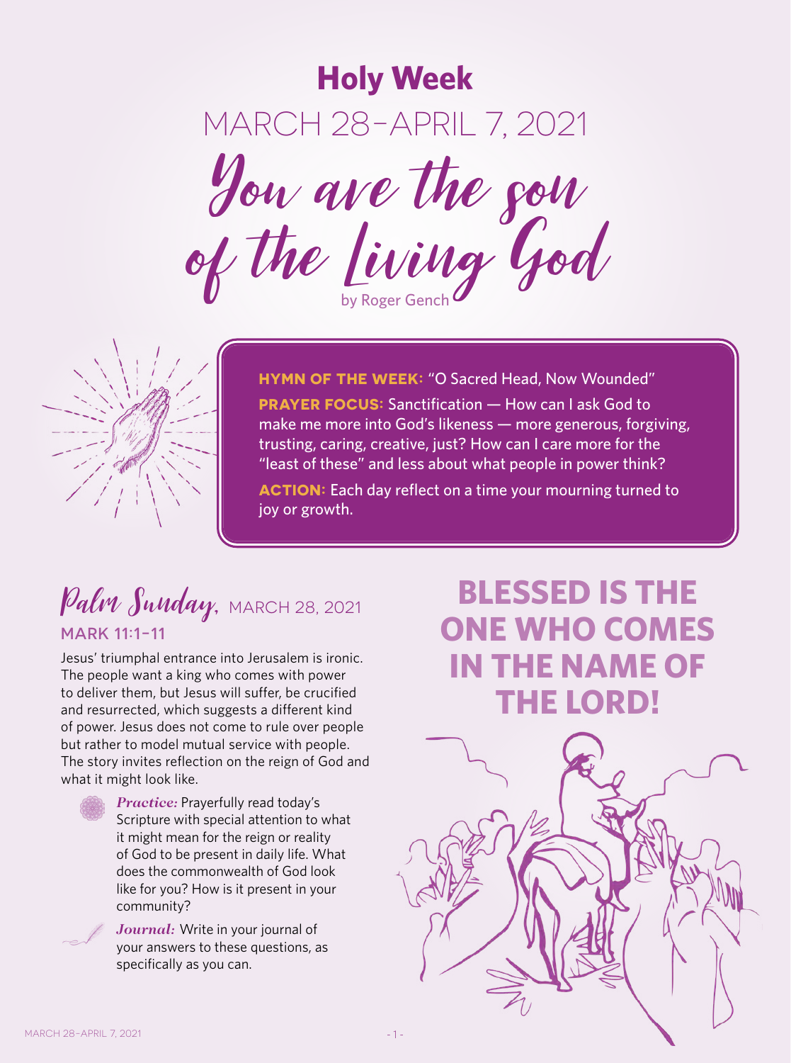# Holy Week

## MARCH 28–APRIL 7, 2021

# You are the son of the Living God

by Roger Gench

**HYMN OF THE WEEK:** "O Sacred Head, Now Wounded"

**PRAYER FOCUS:** Sanctification — How can I ask God to make me more into God's likeness — more generous, forgiving, trusting, caring, creative, just? How can I care more for the "least of these" and less about what people in power think?

**ACTION:** Each day reflect on a time your mourning turned to joy or growth.

## Palm Sunday, MARCH 28, 2021

### MARK 11:1–11

Jesus' triumphal entrance into Jerusalem is ironic. The people want a king who comes with power to deliver them, but Jesus will suffer, be crucified and resurrected, which suggests a different kind of power. Jesus does not come to rule over people but rather to model mutual service with people. The story invites reflection on the reign of God and what it might look like.

***Practice:*** Prayerfully read today's Scripture with special attention to what it might mean for the reign or reality of God to be present in daily life. What does the commonwealth of God look like for you? How is it present in your community?

***Journal:*** Write in your journal of your answers to these questions, as specifically as you can.

**BLESSED IS THE ONE WHO COMES IN THE NAME OF THE LORD!**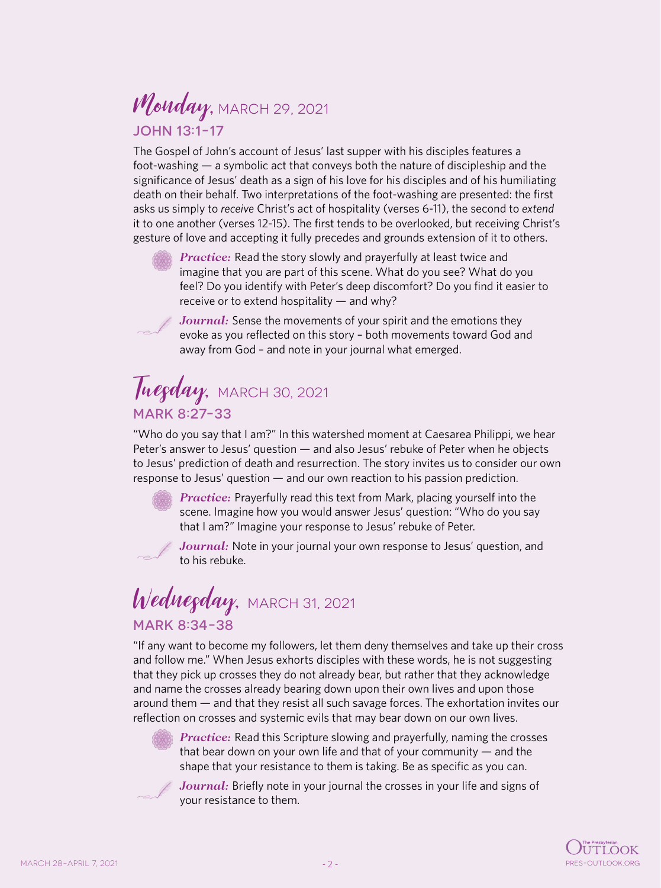## *Monday*, MARCH 29, 2021

### JOHN 13:1–17

The Gospel of John's account of Jesus' last supper with his disciples features a foot-washing — a symbolic act that conveys both the nature of discipleship and the significance of Jesus' death as a sign of his love for his disciples and of his humiliating death on their behalf. Two interpretations of the foot-washing are presented: the first asks us simply to *receive* Christ's act of hospitality (verses 6-11), the second to *extend* it to one another (verses 12-15). The first tends to be overlooked, but receiving Christ's gesture of love and accepting it fully precedes and grounds extension of it to others.

***Practice:*** Read the story slowly and prayerfully at least twice and imagine that you are part of this scene. What do you see? What do you feel? Do you identify with Peter's deep discomfort? Do you find it easier to receive or to extend hospitality — and why?

***Journal:*** Sense the movements of your spirit and the emotions they evoke as you reflected on this story – both movements toward God and away from God – and note in your journal what emerged.

## *Tuesday*, MARCH 30, 2021

### MARK 8:27–33

"Who do you say that I am?" In this watershed moment at Caesarea Philippi, we hear Peter's answer to Jesus' question — and also Jesus' rebuke of Peter when he objects to Jesus' prediction of death and resurrection. The story invites us to consider our own response to Jesus' question — and our own reaction to his passion prediction.

***Practice:*** Prayerfully read this text from Mark, placing yourself into the scene. Imagine how you would answer Jesus' question: "Who do you say that I am?" Imagine your response to Jesus' rebuke of Peter.

***Journal:*** Note in your journal your own response to Jesus' question, and to his rebuke.

## *Wednesday*, MARCH 31, 2021

### MARK 8:34–38

"If any want to become my followers, let them deny themselves and take up their cross and follow me." When Jesus exhorts disciples with these words, he is not suggesting that they pick up crosses they do not already bear, but rather that they acknowledge and name the crosses already bearing down upon their own lives and upon those around them — and that they resist all such savage forces. The exhortation invites our reflection on crosses and systemic evils that may bear down on our own lives.

***Practice:*** Read this Scripture slowing and prayerfully, naming the crosses that bear down on your own life and that of your community — and the shape that your resistance to them is taking. Be as specific as you can.

***Journal:*** Briefly note in your journal the crosses in your life and signs of your resistance to them.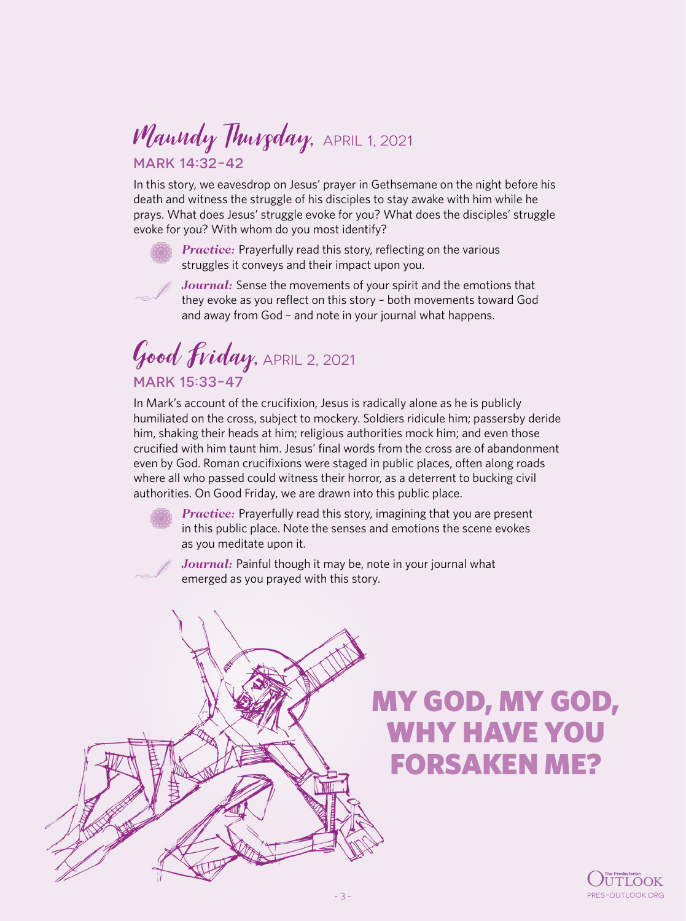## *Maundy Thursday*, APRIL 1, 2021

### MARK 14:32–42

In this story, we eavesdrop on Jesus' prayer in Gethsemane on the night before his death and witness the struggle of his disciples to stay awake with him while he prays. What does Jesus' struggle evoke for you? What does the disciples' struggle evoke for you? With whom do you most identify?

***Practice:*** Prayerfully read this story, reflecting on the various struggles it conveys and their impact upon you.

***Journal:*** Sense the movements of your spirit and the emotions that they evoke as you reflect on this story – both movements toward God and away from God – and note in your journal what happens.

## *Good Friday*, APRIL 2, 2021

### MARK 15:33–47

In Mark's account of the crucifixion, Jesus is radically alone as he is publicly humiliated on the cross, subject to mockery. Soldiers ridicule him; passersby deride him, shaking their heads at him; religious authorities mock him; and even those crucified with him taunt him. Jesus' final words from the cross are of abandonment even by God. Roman crucifixions were staged in public places, often along roads where all who passed could witness their horror, as a deterrent to bucking civil authorities. On Good Friday, we are drawn into this public place.

***Practice:*** Prayerfully read this story, imagining that you are present in this public place. Note the senses and emotions the scene evokes as you meditate upon it.

***Journal:*** Painful though it may be, note in your journal what emerged as you prayed with this story.

**MY GOD, MY GOD, WHY HAVE YOU FORSAKEN ME?**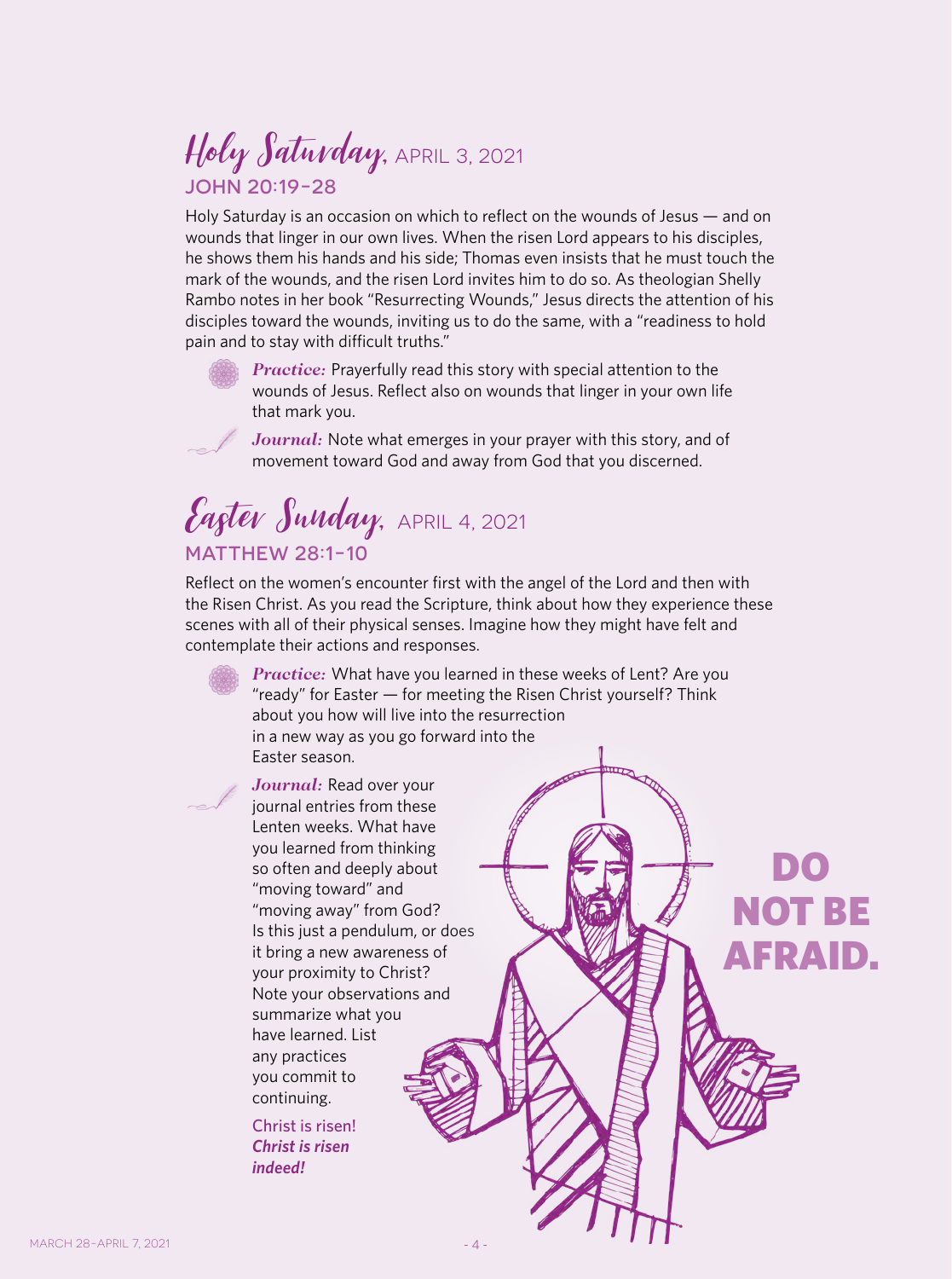## Holy Saturday, APRIL 3, 2021

### JOHN 20:19–28

Holy Saturday is an occasion on which to reflect on the wounds of Jesus — and on wounds that linger in our own lives. When the risen Lord appears to his disciples, he shows them his hands and his side; Thomas even insists that he must touch the mark of the wounds, and the risen Lord invites him to do so. As theologian Shelly Rambo notes in her book "Resurrecting Wounds," Jesus directs the attention of his disciples toward the wounds, inviting us to do the same, with a "readiness to hold pain and to stay with difficult truths."

***Practice:*** Prayerfully read this story with special attention to the wounds of Jesus. Reflect also on wounds that linger in your own life that mark you.

***Journal:*** Note what emerges in your prayer with this story, and of movement toward God and away from God that you discerned.

## Easter Sunday, APRIL 4, 2021

### MATTHEW 28:1–10

Reflect on the women's encounter first with the angel of the Lord and then with the Risen Christ. As you read the Scripture, think about how they experience these scenes with all of their physical senses. Imagine how they might have felt and contemplate their actions and responses.

***Practice:*** What have you learned in these weeks of Lent? Are you "ready" for Easter — for meeting the Risen Christ yourself? Think about you how will live into the resurrection in a new way as you go forward into the Easter season.

***Journal:*** Read over your journal entries from these Lenten weeks. What have you learned from thinking so often and deeply about "moving toward" and "moving away" from God? Is this just a pendulum, or does it bring a new awareness of your proximity to Christ? Note your observations and summarize what you have learned. List any practices you commit to continuing.

Christ is risen!
***Christ is risen indeed!***

**DO NOT BE AFRAID.**